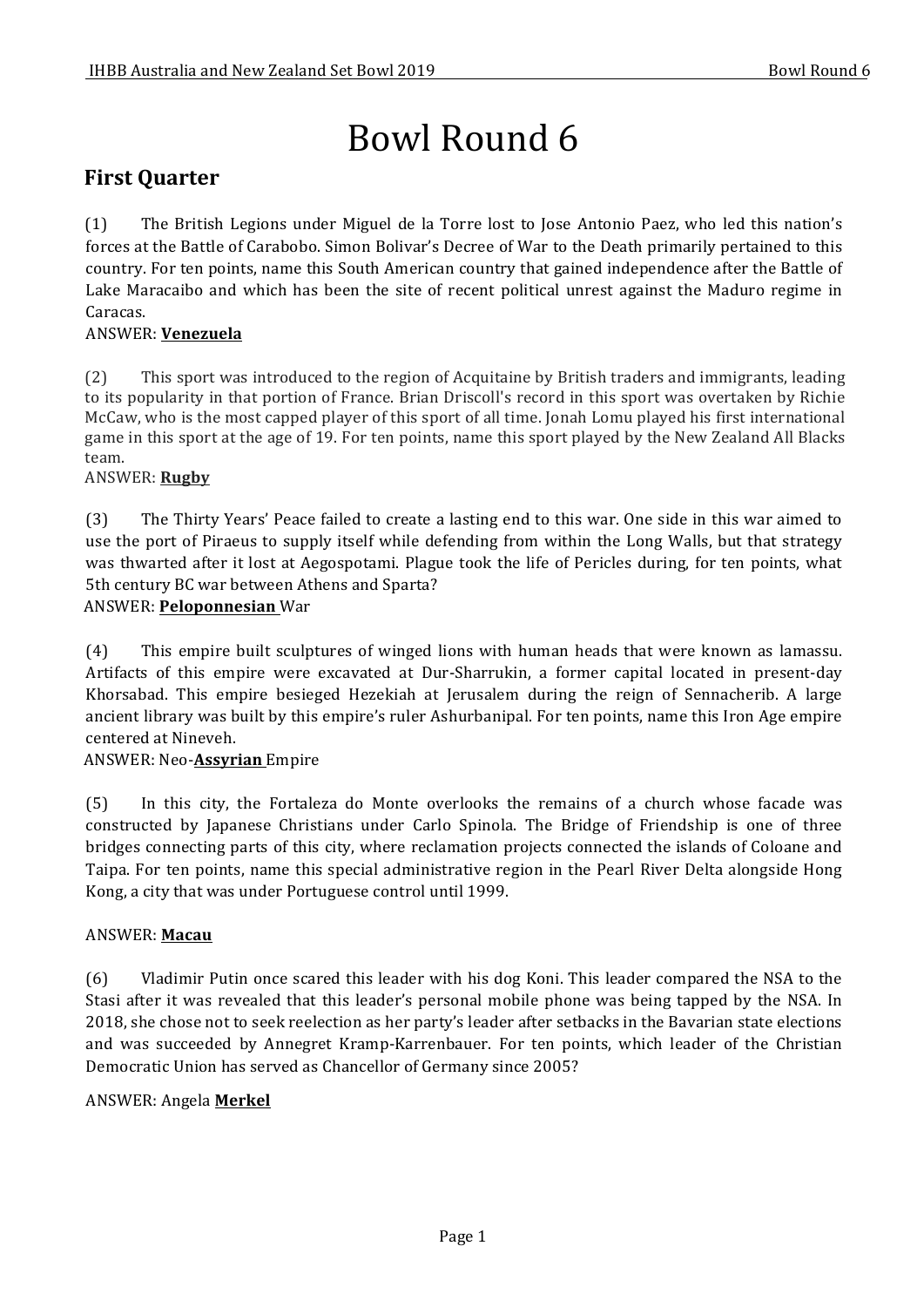# Bowl Round 6

## First Quarter

(1) The British Legions under Miguel de la Torre lost to Jose Antonio Paez, who led this nation's forces at the Battle of Carabobo. Simon Bolivar's Decree of War to the Death primarily pertained to this country. For ten points, name this South American country that gained independence after the Battle of Lake Maracaibo and which has been the site of recent political unrest against the Maduro regime in Caracas.

ANSWER: **Venezuela**

(2) This sport was introduced to the region of Acquitaine by British traders and immigrants, leading to its popularity in that portion of France. Brian Driscoll's record in this sport was overtaken by Richie McCaw, who is the most capped player of this sport of all time. Jonah Lomu played his first international game in this sport at the age of 19. For ten points, name this sport played by the New Zealand All Blacks team.

ANSWER: **Rugby**

(3) The Thirty Years' Peace failed to create a lasting end to this war. One side in this war aimed to use the port of Piraeus to supply itself while defending from within the Long Walls, but that strategy was thwarted after it lost at Aegospotami. Plague took the life of Pericles during, for ten points, what 5th century BC war between Athens and Sparta?

ANSWER: **Peloponnesian** War

(4) This empire built sculptures of winged lions with human heads that were known as lamassu. Artifacts of this empire were excavated at Dur-Sharrukin, a former capital located in present-day Khorsabad. This empire besieged Hezekiah at Jerusalem during the reign of Sennacherib. A large ancient library was built by this empire's ruler Ashurbanipal. For ten points, name this Iron Age empire centered at Nineveh.

ANSWER: Neo-**Assyrian** Empire

(5) In this city, the Fortaleza do Monte overlooks the remains of a church whose facade was constructed by Japanese Christians under Carlo Spinola. The Bridge of Friendship is one of three bridges connecting parts of this city, where reclamation projects connected the islands of Coloane and Taipa. For ten points, name this special administrative region in the Pearl River Delta alongside Hong Kong, a city that was under Portuguese control until 1999.

ANSWER: **Macau**

(6) Vladimir Putin once scared this leader with his dog Koni. This leader compared the NSA to the Stasi after it was revealed that this leader's personal mobile phone was being tapped by the NSA. In 2018, she chose not to seek reelection as her party's leader after setbacks in the Bavarian state elections and was succeeded by Annegret Kramp-Karrenbauer. For ten points, which leader of the Christian Democratic Union has served as Chancellor of Germany since 2005?

ANSWER: Angela **Merkel**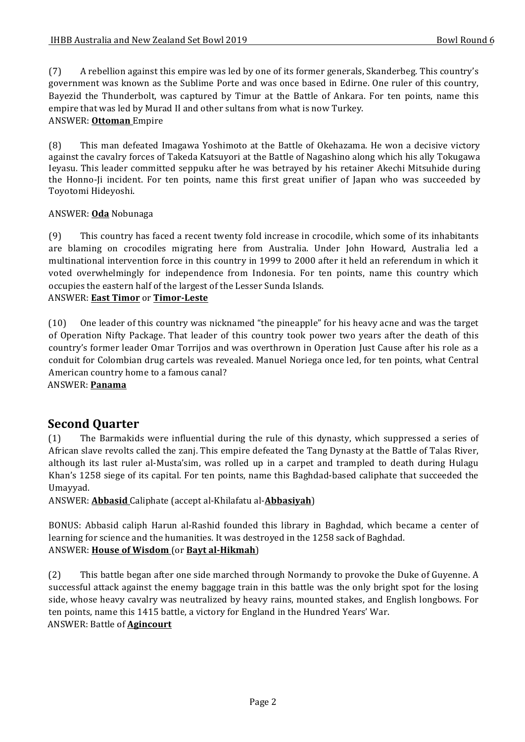(7) A rebellion against this empire was led by one of its former generals, Skanderbeg. This country's government was known as the Sublime Porte and was once based in Edirne. One ruler of this country, Bayezid the Thunderbolt, was captured by Timur at the Battle of Ankara. For ten points, name this empire that was led by Murad II and other sultans from what is now Turkey.
ANSWER: **Ottoman** Empire

(8) This man defeated Imagawa Yoshimoto at the Battle of Okehazama. He won a decisive victory against the cavalry forces of Takeda Katsuyori at the Battle of Nagashino along which his ally Tokugawa Ieyasu. This leader committed seppuku after he was betrayed by his retainer Akechi Mitsuhide during the Honno-Ji incident. For ten points, name this first great unifier of Japan who was succeeded by Toyotomi Hideyoshi.

ANSWER: **Oda** Nobunaga

(9) This country has faced a recent twenty fold increase in crocodile, which some of its inhabitants are blaming on crocodiles migrating here from Australia. Under John Howard, Australia led a multinational intervention force in this country in 1999 to 2000 after it held an referendum in which it voted overwhelmingly for independence from Indonesia. For ten points, name this country which occupies the eastern half of the largest of the Lesser Sunda Islands.
ANSWER: **East Timor** or **Timor-Leste**

(10) One leader of this country was nicknamed "the pineapple" for his heavy acne and was the target of Operation Nifty Package. That leader of this country took power two years after the death of this country's former leader Omar Torrijos and was overthrown in Operation Just Cause after his role as a conduit for Colombian drug cartels was revealed. Manuel Noriega once led, for ten points, what Central American country home to a famous canal?
ANSWER: **Panama**

## Second Quarter

(1) The Barmakids were influential during the rule of this dynasty, which suppressed a series of African slave revolts called the zanj. This empire defeated the Tang Dynasty at the Battle of Talas River, although its last ruler al-Musta'sim, was rolled up in a carpet and trampled to death during Hulagu Khan's 1258 siege of its capital. For ten points, name this Baghdad-based caliphate that succeeded the Umayyad.
ANSWER: **Abbasid** Caliphate (accept al-Khilafatu al-**Abbasiyah**)

BONUS: Abbasid caliph Harun al-Rashid founded this library in Baghdad, which became a center of learning for science and the humanities. It was destroyed in the 1258 sack of Baghdad.
ANSWER: **House of Wisdom** (or **Bayt al-Hikmah**)

(2) This battle began after one side marched through Normandy to provoke the Duke of Guyenne. A successful attack against the enemy baggage train in this battle was the only bright spot for the losing side, whose heavy cavalry was neutralized by heavy rains, mounted stakes, and English longbows. For ten points, name this 1415 battle, a victory for England in the Hundred Years' War.
ANSWER: Battle of **Agincourt**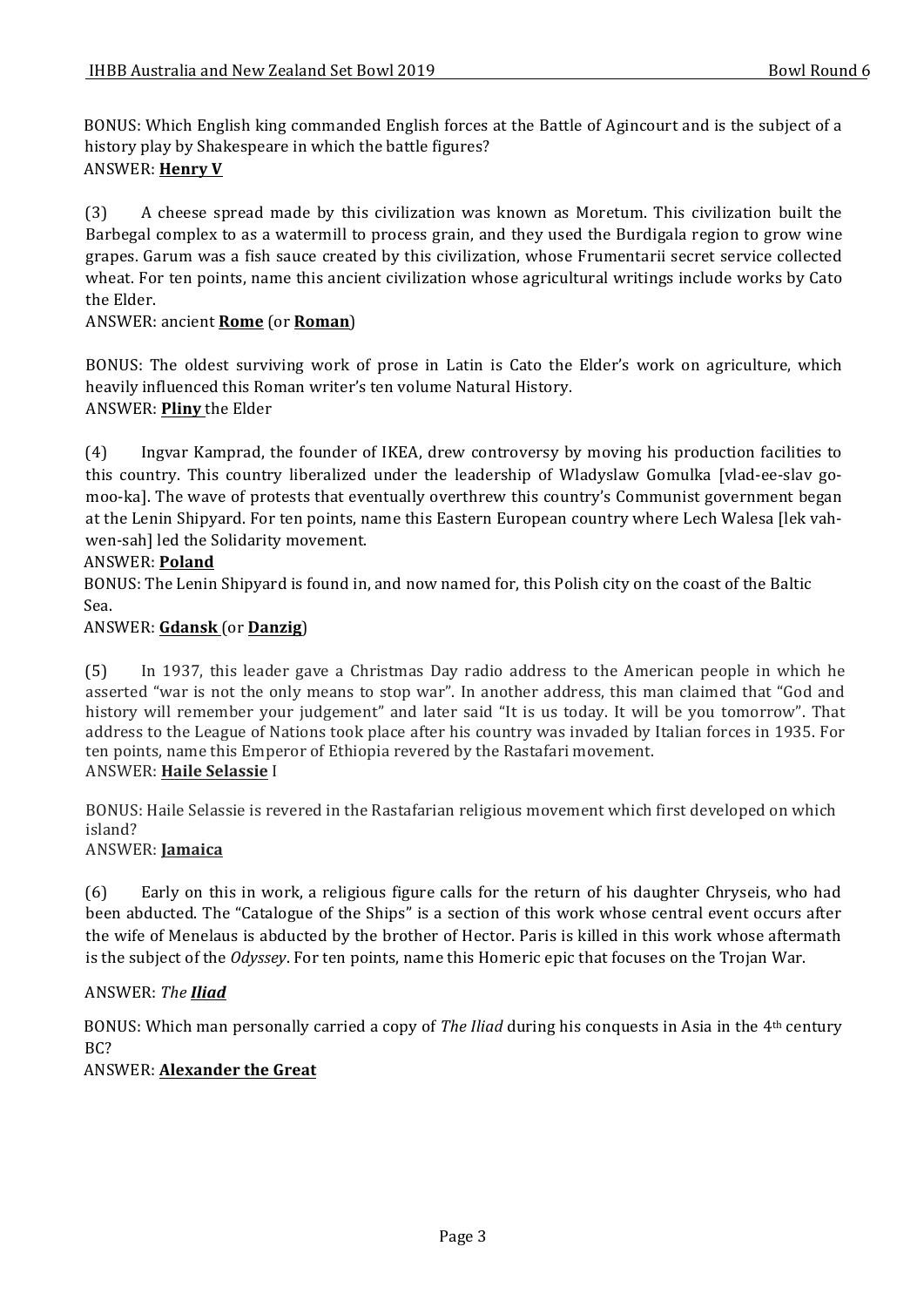BONUS: Which English king commanded English forces at the Battle of Agincourt and is the subject of a history play by Shakespeare in which the battle figures?
ANSWER: **Henry V**

(3) A cheese spread made by this civilization was known as Moretum. This civilization built the Barbegal complex to as a watermill to process grain, and they used the Burdigala region to grow wine grapes. Garum was a fish sauce created by this civilization, whose Frumentarii secret service collected wheat. For ten points, name this ancient civilization whose agricultural writings include works by Cato the Elder.
ANSWER: ancient **Rome** (or **Roman**)

BONUS: The oldest surviving work of prose in Latin is Cato the Elder's work on agriculture, which heavily influenced this Roman writer's ten volume Natural History.
ANSWER: **Pliny** the Elder

(4) Ingvar Kamprad, the founder of IKEA, drew controversy by moving his production facilities to this country. This country liberalized under the leadership of Wladyslaw Gomulka [vlad-ee-slav go-moo-ka]. The wave of protests that eventually overthrew this country's Communist government began at the Lenin Shipyard. For ten points, name this Eastern European country where Lech Walesa [lek vah-wen-sah] led the Solidarity movement.
ANSWER: **Poland**
BONUS: The Lenin Shipyard is found in, and now named for, this Polish city on the coast of the Baltic Sea.
ANSWER: **Gdansk** (or **Danzig**)

(5) In 1937, this leader gave a Christmas Day radio address to the American people in which he asserted "war is not the only means to stop war". In another address, this man claimed that "God and history will remember your judgement" and later said "It is us today. It will be you tomorrow". That address to the League of Nations took place after his country was invaded by Italian forces in 1935. For ten points, name this Emperor of Ethiopia revered by the Rastafari movement.
ANSWER: **Haile Selassie** I

BONUS: Haile Selassie is revered in the Rastafarian religious movement which first developed on which island?
ANSWER: **Jamaica**

(6) Early on this in work, a religious figure calls for the return of his daughter Chryseis, who had been abducted. The "Catalogue of the Ships" is a section of this work whose central event occurs after the wife of Menelaus is abducted by the brother of Hector. Paris is killed in this work whose aftermath is the subject of the *Odyssey*. For ten points, name this Homeric epic that focuses on the Trojan War.

ANSWER: *The **Iliad***

BONUS: Which man personally carried a copy of *The Iliad* during his conquests in Asia in the 4th century BC?
ANSWER: **Alexander the Great**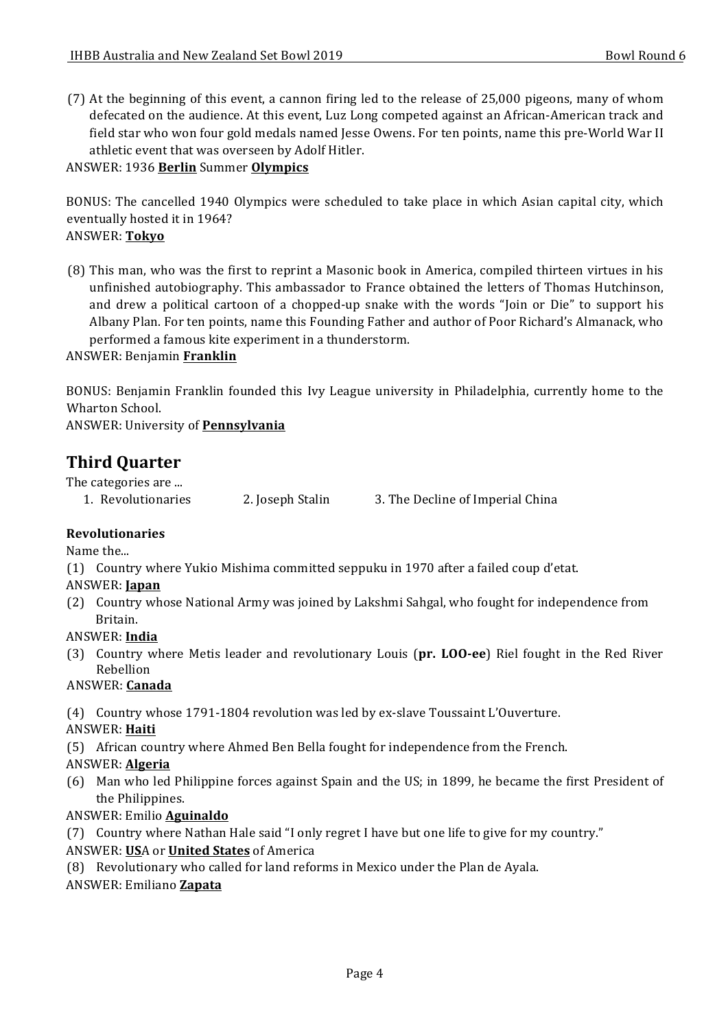(7) At the beginning of this event, a cannon firing led to the release of 25,000 pigeons, many of whom defecated on the audience. At this event, Luz Long competed against an African-American track and field star who won four gold medals named Jesse Owens. For ten points, name this pre-World War II athletic event that was overseen by Adolf Hitler.

ANSWER: 1936 **Berlin** Summer **Olympics**

BONUS: The cancelled 1940 Olympics were scheduled to take place in which Asian capital city, which eventually hosted it in 1964?

ANSWER: **Tokyo**

(8) This man, who was the first to reprint a Masonic book in America, compiled thirteen virtues in his unfinished autobiography. This ambassador to France obtained the letters of Thomas Hutchinson, and drew a political cartoon of a chopped-up snake with the words "Join or Die" to support his Albany Plan. For ten points, name this Founding Father and author of Poor Richard's Almanack, who performed a famous kite experiment in a thunderstorm.

ANSWER: Benjamin **Franklin**

BONUS: Benjamin Franklin founded this Ivy League university in Philadelphia, currently home to the Wharton School.

ANSWER: University of **Pennsylvania**

## Third Quarter

The categories are ...

1. Revolutionaries   2. Joseph Stalin   3. The Decline of Imperial China

**Revolutionaries**

Name the...

(1) Country where Yukio Mishima committed seppuku in 1970 after a failed coup d'etat.

ANSWER: **Japan**

(2) Country whose National Army was joined by Lakshmi Sahgal, who fought for independence from Britain.

ANSWER: **India**

(3) Country where Metis leader and revolutionary Louis (**pr. LOO-ee**) Riel fought in the Red River Rebellion

ANSWER: **Canada**

(4) Country whose 1791-1804 revolution was led by ex-slave Toussaint L'Ouverture.

ANSWER: **Haiti**

(5) African country where Ahmed Ben Bella fought for independence from the French.

ANSWER: **Algeria**

(6) Man who led Philippine forces against Spain and the US; in 1899, he became the first President of the Philippines.

ANSWER: Emilio **Aguinaldo**

(7) Country where Nathan Hale said "I only regret I have but one life to give for my country."

ANSWER: **US**A or **United States** of America

(8) Revolutionary who called for land reforms in Mexico under the Plan de Ayala.

ANSWER: Emiliano **Zapata**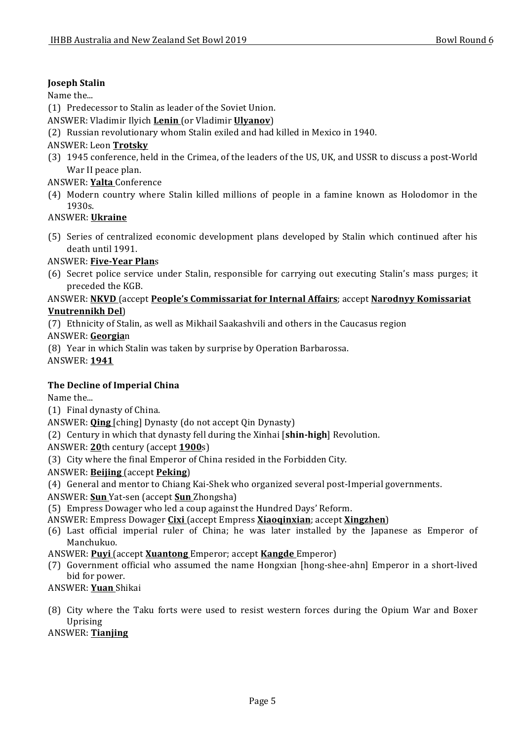**Joseph Stalin**

Name the...

(1) Predecessor to Stalin as leader of the Soviet Union.

ANSWER: Vladimir Ilyich **Lenin** (or Vladimir **Ulyanov**)

(2) Russian revolutionary whom Stalin exiled and had killed in Mexico in 1940.

ANSWER: Leon **Trotsky**

(3) 1945 conference, held in the Crimea, of the leaders of the US, UK, and USSR to discuss a post-World War II peace plan.

ANSWER: **Yalta** Conference

(4) Modern country where Stalin killed millions of people in a famine known as Holodomor in the 1930s.

ANSWER: **Ukraine**

(5) Series of centralized economic development plans developed by Stalin which continued after his death until 1991.

ANSWER: **Five-Year Plan**s

(6) Secret police service under Stalin, responsible for carrying out executing Stalin's mass purges; it preceded the KGB.

ANSWER: **NKVD** (accept **People's Commissariat for Internal Affairs**; accept **Narodnyy Komissariat Vnutrennikh Del**)

(7) Ethnicity of Stalin, as well as Mikhail Saakashvili and others in the Caucasus region

ANSWER: **Georgia**n

(8) Year in which Stalin was taken by surprise by Operation Barbarossa.

ANSWER: **1941**

**The Decline of Imperial China**

Name the...

(1) Final dynasty of China.

ANSWER: **Qing** [ching] Dynasty (do not accept Qin Dynasty)

(2) Century in which that dynasty fell during the Xinhai [**shin-high**] Revolution.

ANSWER: **20**th century (accept **1900**s)

(3) City where the final Emperor of China resided in the Forbidden City.

ANSWER: **Beijing** (accept **Peking**)

(4) General and mentor to Chiang Kai-Shek who organized several post-Imperial governments.

ANSWER: **Sun** Yat-sen (accept **Sun** Zhongsha)

(5) Empress Dowager who led a coup against the Hundred Days' Reform.

ANSWER: Empress Dowager **Cixi** (accept Empress **Xiaoqinxian**; accept **Xingzhen**)

(6) Last official imperial ruler of China; he was later installed by the Japanese as Emperor of Manchukuo.

ANSWER: **Puyi** (accept **Xuantong** Emperor; accept **Kangde** Emperor)

(7) Government official who assumed the name Hongxian [hong-shee-ahn] Emperor in a short-lived bid for power.

ANSWER: **Yuan** Shikai

(8) City where the Taku forts were used to resist western forces during the Opium War and Boxer Uprising

ANSWER: **Tianjing**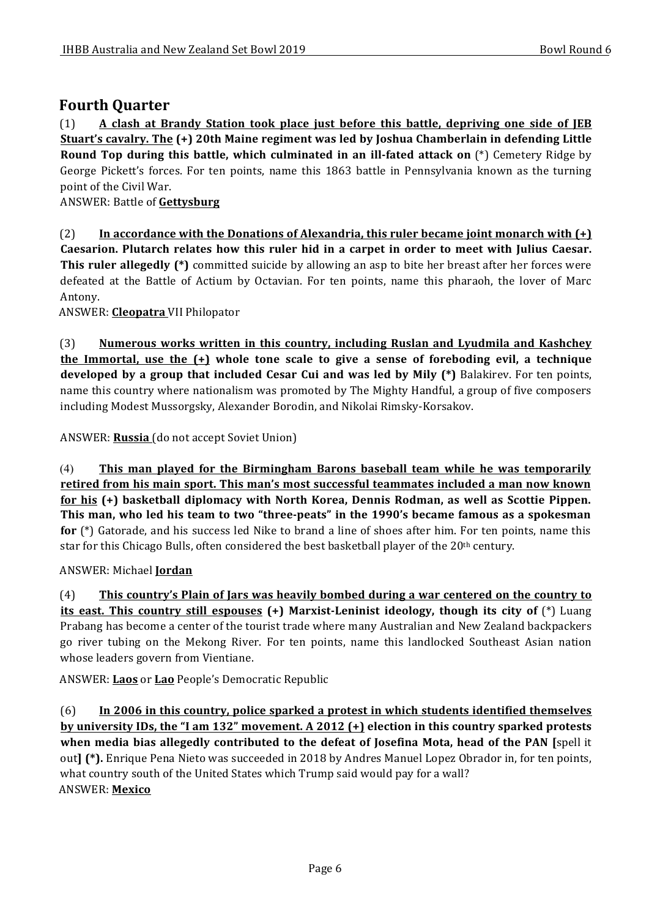## Fourth Quarter

(1) **<u>A clash at Brandy Station took place just before this battle, depriving one side of JEB Stuart's cavalry. The</u> (+) 20th Maine regiment was led by Joshua Chamberlain in defending Little Round Top during this battle, which culminated in an ill-fated attack on** (*) Cemetery Ridge by George Pickett's forces. For ten points, name this 1863 battle in Pennsylvania known as the turning point of the Civil War.

ANSWER: Battle of **<u>Gettysburg</u>**

(2) **<u>In accordance with the Donations of Alexandria, this ruler became joint monarch with (+)</u> Caesarion. Plutarch relates how this ruler hid in a carpet in order to meet with Julius Caesar. This ruler allegedly (*)** committed suicide by allowing an asp to bite her breast after her forces were defeated at the Battle of Actium by Octavian. For ten points, name this pharaoh, the lover of Marc Antony.

ANSWER: **<u>Cleopatra</u>** VII Philopator

(3) **<u>Numerous works written in this country, including Ruslan and Lyudmila and Kashchey the Immortal, use the (+)</u> whole tone scale to give a sense of foreboding evil, a technique developed by a group that included Cesar Cui and was led by Mily (*)** Balakirev. For ten points, name this country where nationalism was promoted by The Mighty Handful, a group of five composers including Modest Mussorgsky, Alexander Borodin, and Nikolai Rimsky-Korsakov.

ANSWER: **<u>Russia</u>** (do not accept Soviet Union)

(4) **<u>This man played for the Birmingham Barons baseball team while he was temporarily retired from his main sport. This man's most successful teammates included a man now known for his</u> (+) basketball diplomacy with North Korea, Dennis Rodman, as well as Scottie Pippen. This man, who led his team to two "three-peats" in the 1990's became famous as a spokesman for** (*) Gatorade, and his success led Nike to brand a line of shoes after him. For ten points, name this star for this Chicago Bulls, often considered the best basketball player of the 20th century.

ANSWER: Michael **<u>Jordan</u>**

(4) **<u>This country's Plain of Jars was heavily bombed during a war centered on the country to its east. This country still espouses</u> (+) Marxist-Leninist ideology, though its city of** (*) Luang Prabang has become a center of the tourist trade where many Australian and New Zealand backpackers go river tubing on the Mekong River. For ten points, name this landlocked Southeast Asian nation whose leaders govern from Vientiane.

ANSWER: **<u>Laos</u>** or **<u>Lao</u>** People's Democratic Republic

(6) **<u>In 2006 in this country, police sparked a protest in which students identified themselves by university IDs, the "I am 132" movement. A 2012 (+)</u> election in this country sparked protests when media bias allegedly contributed to the defeat of Josefina Mota, head of the PAN [**spell it out**] (*).** Enrique Pena Nieto was succeeded in 2018 by Andres Manuel Lopez Obrador in, for ten points, what country south of the United States which Trump said would pay for a wall?

ANSWER: **<u>Mexico</u>**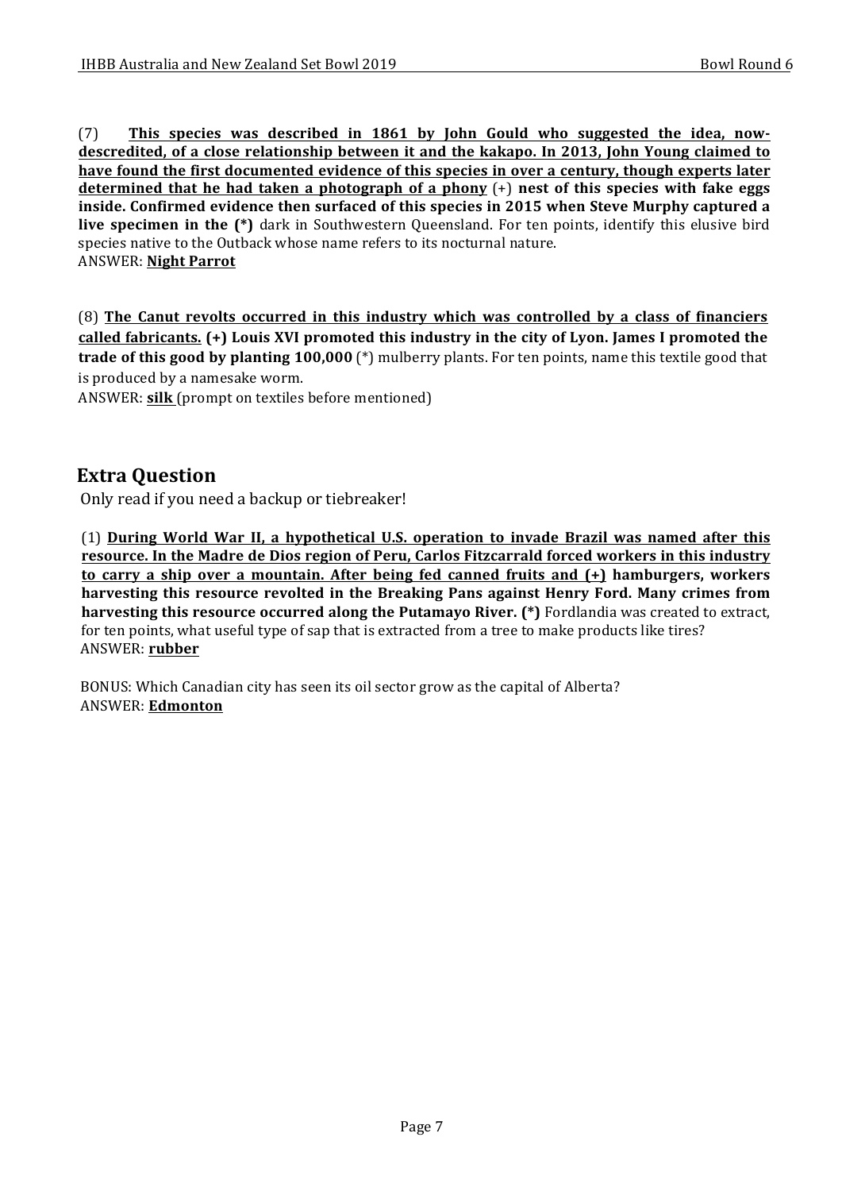(7) **<u>This species was described in 1861 by John Gould who suggested the idea, now-descredited, of a close relationship between it and the kakapo. In 2013, John Young claimed to have found the first documented evidence of this species in over a century, though experts later determined that he had taken a photograph of a phony</u> (+) nest of this species with fake eggs inside. Confirmed evidence then surfaced of this species in 2015 when Steve Murphy captured a live specimen in the (*)** dark in Southwestern Queensland. For ten points, identify this elusive bird species native to the Outback whose name refers to its nocturnal nature.
ANSWER: **<u>Night Parrot</u>**

(8) **<u>The Canut revolts occurred in this industry which was controlled by a class of financiers called fabricants.</u> (+) Louis XVI promoted this industry in the city of Lyon. James I promoted the trade of this good by planting 100,000** (*) mulberry plants. For ten points, name this textile good that is produced by a namesake worm.
ANSWER: **<u>silk</u>** (prompt on textiles before mentioned)

## Extra Question

Only read if you need a backup or tiebreaker!

(1) **<u>During World War II, a hypothetical U.S. operation to invade Brazil was named after this resource. In the Madre de Dios region of Peru, Carlos Fitzcarrald forced workers in this industry to carry a ship over a mountain. After being fed canned fruits and (+)</u> hamburgers, workers harvesting this resource revolted in the Breaking Pans against Henry Ford. Many crimes from harvesting this resource occurred along the Putamayo River. (*)** Fordlandia was created to extract, for ten points, what useful type of sap that is extracted from a tree to make products like tires?
ANSWER: **<u>rubber</u>**

BONUS: Which Canadian city has seen its oil sector grow as the capital of Alberta?
ANSWER: **<u>Edmonton</u>**